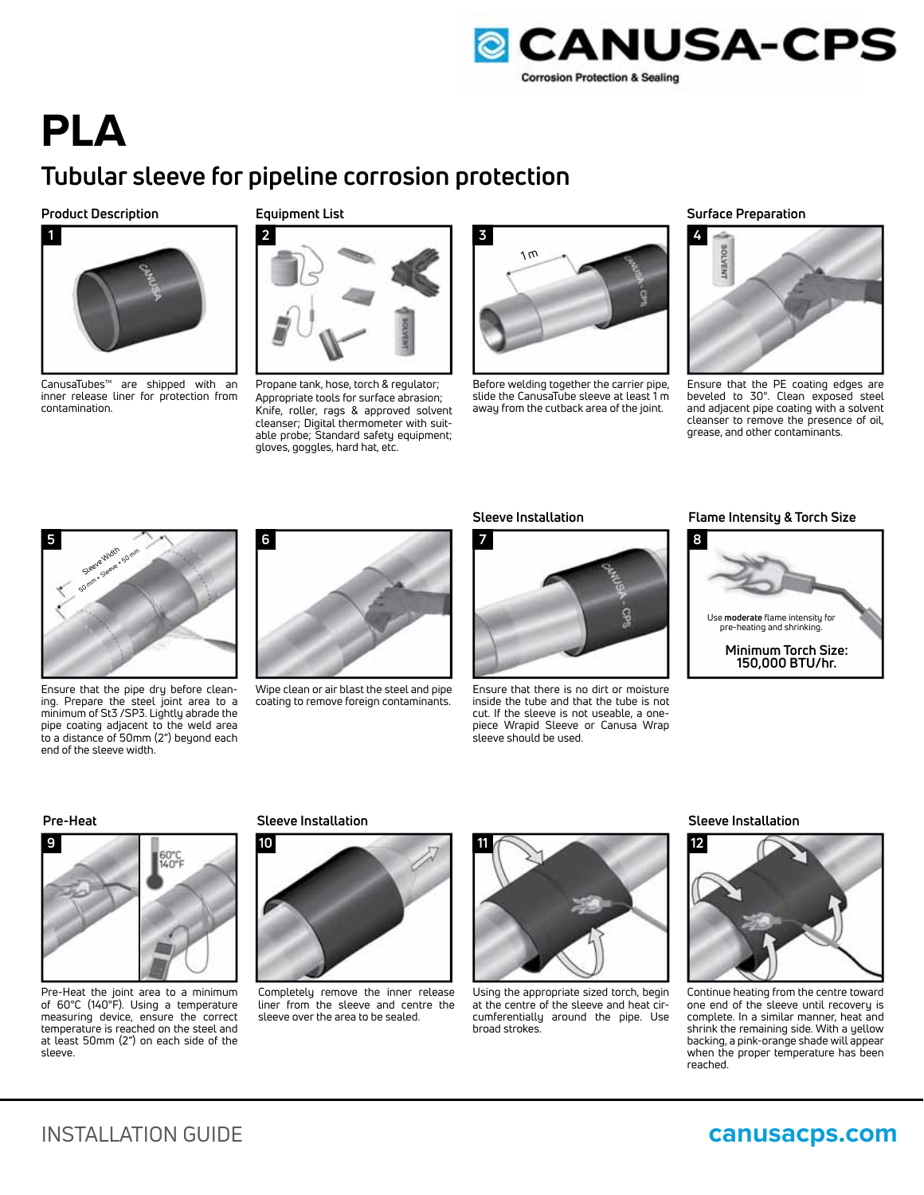CANUSA-CPS

Corrosion Protection & Sealing

# PLA

## Tubular sleeve for pipeline corrosion protection

### Product Description

**1**

CanusaTubes™ are shipped with an inner release liner for protection from contamination.

### Equipment List

**2**

Propane tank, hose, torch & regulator; Appropriate tools for surface abrasion; Knife, roller, rags & approved solvent cleanser; Digital thermometer with suitable probe; Standard safety equipment; gloves, goggles, hard hat, etc.

**3**

Before welding together the carrier pipe, slide the CanusaTube sleeve at least 1 m away from the cutback area of the joint.

### Surface Preparation

**4**

Ensure that the PE coating edges are beveled to 30°. Clean exposed steel and adjacent pipe coating with a solvent cleanser to remove the presence of oil, grease, and other contaminants.

**5**

Ensure that the pipe dry before cleaning. Prepare the steel joint area to a minimum of St3 /SP3. Lightly abrade the pipe coating adjacent to the weld area to a distance of 50mm (2") beyond each end of the sleeve width.

**6**

Wipe clean or air blast the steel and pipe coating to remove foreign contaminants.

### Sleeve Installation

**7**

Ensure that there is no dirt or moisture inside the tube and that the tube is not cut. If the sleeve is not useable, a one-piece Wrapid Sleeve or Canusa Wrap sleeve should be used.

### Flame Intensity & Torch Size

**8**

Use **moderate** flame intensity for pre-heating and shrinking.

**Minimum Torch Size: 150,000 BTU/hr.**

### Pre-Heat

**9**

Pre-Heat the joint area to a minimum of 60°C (140°F). Using a temperature measuring device, ensure the correct temperature is reached on the steel and at least 50mm (2") on each side of the sleeve.

### Sleeve Installation

**10**

Completely remove the inner release liner from the sleeve and centre the sleeve over the area to be sealed.

**11**

Using the appropriate sized torch, begin at the centre of the sleeve and heat circumferentially around the pipe. Use broad strokes.

### Sleeve Installation

**12**

Continue heating from the centre toward one end of the sleeve until recovery is complete. In a similar manner, heat and shrink the remaining side. With a yellow backing, a pink-orange shade will appear when the proper temperature has been reached.

INSTALLATION GUIDE

canusacps.com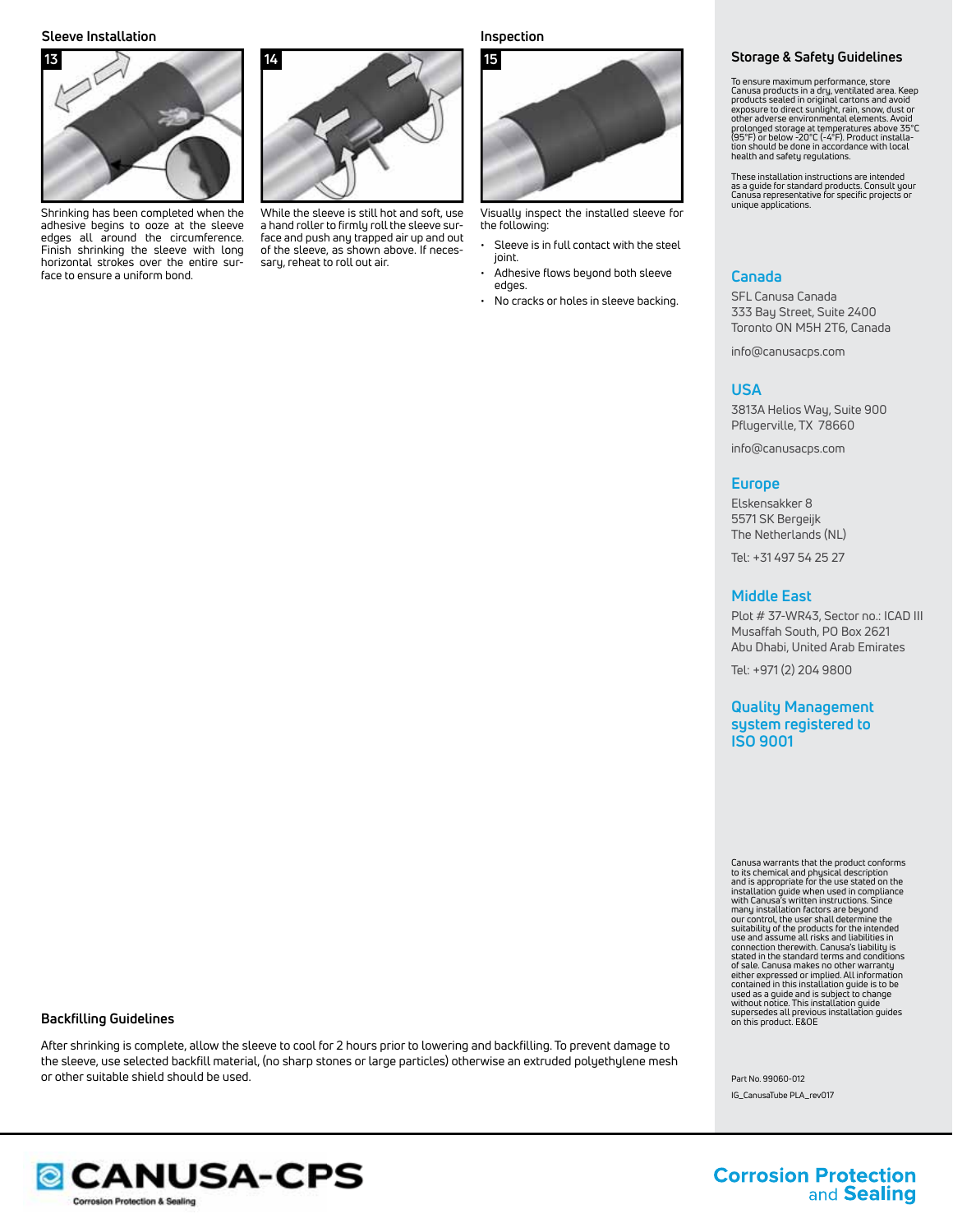## Sleeve Installation

**13**

Shrinking has been completed when the adhesive begins to ooze at the sleeve edges all around the circumference. Finish shrinking the sleeve with long horizontal strokes over the entire surface to ensure a uniform bond.

**14**

While the sleeve is still hot and soft, use a hand roller to firmly roll the sleeve surface and push any trapped air up and out of the sleeve, as shown above. If necessary, reheat to roll out air.

## Inspection

**15**

Visually inspect the installed sleeve for the following:

- Sleeve is in full contact with the steel joint.
- Adhesive flows beyond both sleeve edges.
- No cracks or holes in sleeve backing.

## Backfilling Guidelines

After shrinking is complete, allow the sleeve to cool for 2 hours prior to lowering and backfilling. To prevent damage to the sleeve, use selected backfill material, (no sharp stones or large particles) otherwise an extruded polyethylene mesh or other suitable shield should be used.

## Storage & Safety Guidelines

To ensure maximum performance, store Canusa products in a dry, ventilated area. Keep products sealed in original cartons and avoid exposure to direct sunlight, rain, snow, dust or other adverse environmental elements. Avoid prolonged storage at temperatures above 35°C (95°F) or below -20°C (-4°F). Product installation should be done in accordance with local health and safety regulations.

These installation instructions are intended as a guide for standard products. Consult your Canusa representative for specific projects or unique applications.

### Canada

SFL Canusa Canada
333 Bay Street, Suite 2400
Toronto ON M5H 2T6, Canada

info@canusacps.com

### USA

3813A Helios Way, Suite 900
Pflugerville, TX 78660

info@canusacps.com

### Europe

Elskensakker 8
5571 SK Bergeijk
The Netherlands (NL)

Tel: +31 497 54 25 27

### Middle East

Plot # 37-WR43, Sector no.: ICAD III
Musaffah South, PO Box 2621
Abu Dhabi, United Arab Emirates

Tel: +971 (2) 204 9800

### Quality Management system registered to ISO 9001

Canusa warrants that the product conforms to its chemical and physical description and is appropriate for the use stated on the installation guide when used in compliance with Canusa's written instructions. Since many installation factors are beyond our control, the user shall determine the suitability of the products for the intended use and assume all risks and liabilities in connection therewith. Canusa's liability is stated in the standard terms and conditions of sale. Canusa makes no other warranty either expressed or implied. All information contained in this installation guide is to be used as a guide and is subject to change without notice. This installation guide supersedes all previous installation guides on this product. E&OE

Part No. 99060-012

IG_CanusaTube PLA_rev017

**CANUSA-CPS**
Corrosion Protection & Sealing

**Corrosion Protection and Sealing**